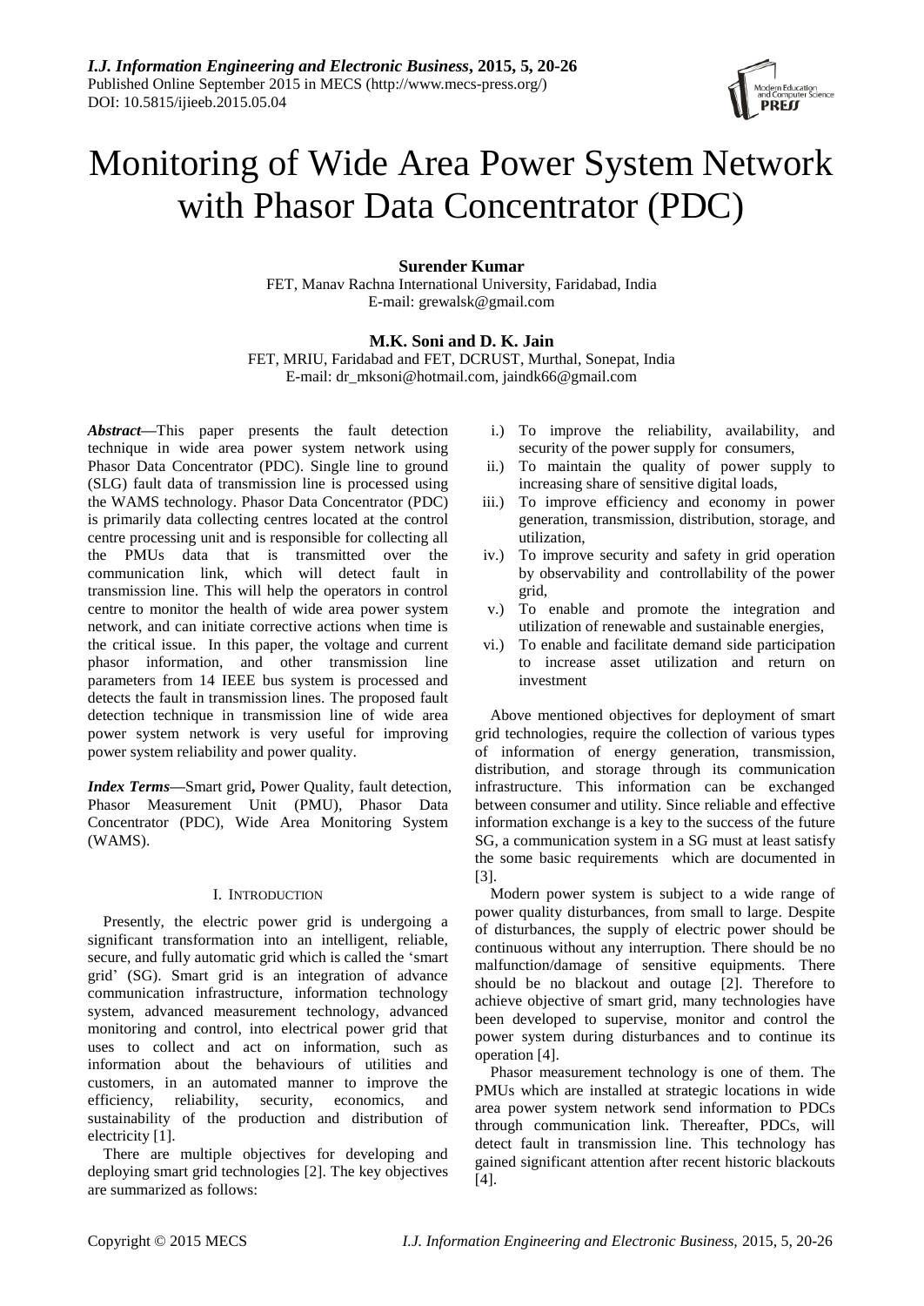# Monitoring of Wide Area Power System Network with Phasor Data Concentrator (PDC)

**Surender Kumar**
FET, Manav Rachna International University, Faridabad, India
E-mail: grewalsk@gmail.com

**M.K. Soni and D. K. Jain**
FET, MRIU, Faridabad and FET, DCRUST, Murthal, Sonepat, India
E-mail: dr_mksoni@hotmail.com, jaindk66@gmail.com

***Abstract*—**This paper presents the fault detection technique in wide area power system network using Phasor Data Concentrator (PDC). Single line to ground (SLG) fault data of transmission line is processed using the WAMS technology. Phasor Data Concentrator (PDC) is primarily data collecting centres located at the control centre processing unit and is responsible for collecting all the PMUs data that is transmitted over the communication link, which will detect fault in transmission line. This will help the operators in control centre to monitor the health of wide area power system network, and can initiate corrective actions when time is the critical issue. In this paper, the voltage and current phasor information, and other transmission line parameters from 14 IEEE bus system is processed and detects the fault in transmission lines. The proposed fault detection technique in transmission line of wide area power system network is very useful for improving power system reliability and power quality.

***Index Terms*—**Smart grid**,** Power Quality, fault detection, Phasor Measurement Unit (PMU), Phasor Data Concentrator (PDC), Wide Area Monitoring System (WAMS).

## I. Introduction

Presently, the electric power grid is undergoing a significant transformation into an intelligent, reliable, secure, and fully automatic grid which is called the 'smart grid' (SG). Smart grid is an integration of advance communication infrastructure, information technology system, advanced measurement technology, advanced monitoring and control, into electrical power grid that uses to collect and act on information, such as information about the behaviours of utilities and customers, in an automated manner to improve the efficiency, reliability, security, economics, and sustainability of the production and distribution of electricity [1].

There are multiple objectives for developing and deploying smart grid technologies [2]. The key objectives are summarized as follows:

i.) To improve the reliability, availability, and security of the power supply for consumers,
ii.) To maintain the quality of power supply to increasing share of sensitive digital loads,
iii.) To improve efficiency and economy in power generation, transmission, distribution, storage, and utilization,
iv.) To improve security and safety in grid operation by observability and controllability of the power grid,
v.) To enable and promote the integration and utilization of renewable and sustainable energies,
vi.) To enable and facilitate demand side participation to increase asset utilization and return on investment

Above mentioned objectives for deployment of smart grid technologies, require the collection of various types of information of energy generation, transmission, distribution, and storage through its communication infrastructure. This information can be exchanged between consumer and utility. Since reliable and effective information exchange is a key to the success of the future SG, a communication system in a SG must at least satisfy the some basic requirements which are documented in [3].

Modern power system is subject to a wide range of power quality disturbances, from small to large. Despite of disturbances, the supply of electric power should be continuous without any interruption. There should be no malfunction/damage of sensitive equipments. There should be no blackout and outage [2]. Therefore to achieve objective of smart grid, many technologies have been developed to supervise, monitor and control the power system during disturbances and to continue its operation [4].

Phasor measurement technology is one of them. The PMUs which are installed at strategic locations in wide area power system network send information to PDCs through communication link. Thereafter, PDCs, will detect fault in transmission line. This technology has gained significant attention after recent historic blackouts [4].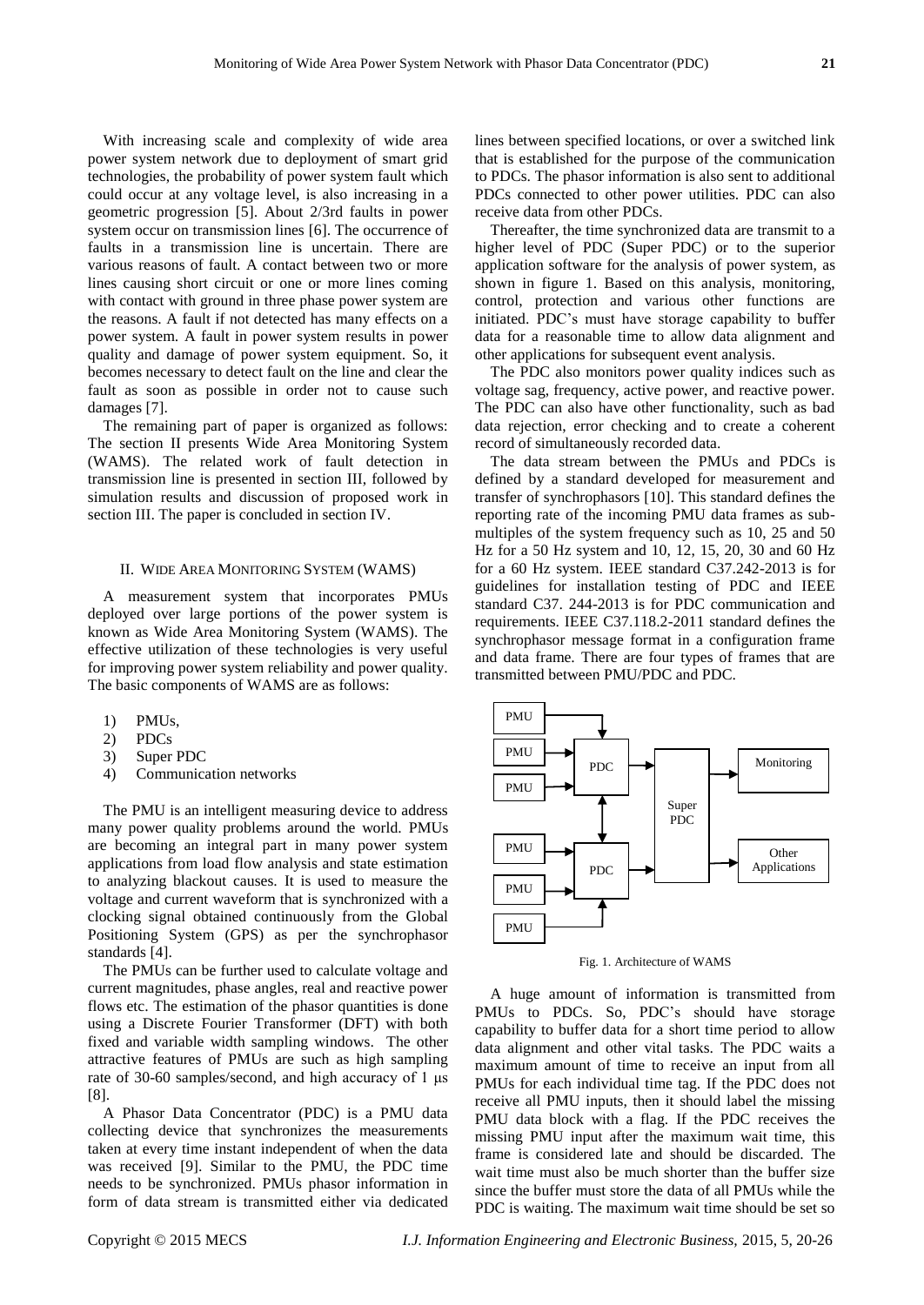With increasing scale and complexity of wide area power system network due to deployment of smart grid technologies, the probability of power system fault which could occur at any voltage level, is also increasing in a geometric progression [5]. About 2/3rd faults in power system occur on transmission lines [6]. The occurrence of faults in a transmission line is uncertain. There are various reasons of fault. A contact between two or more lines causing short circuit or one or more lines coming with contact with ground in three phase power system are the reasons. A fault if not detected has many effects on a power system. A fault in power system results in power quality and damage of power system equipment. So, it becomes necessary to detect fault on the line and clear the fault as soon as possible in order not to cause such damages [7].

The remaining part of paper is organized as follows: The section II presents Wide Area Monitoring System (WAMS). The related work of fault detection in transmission line is presented in section III, followed by simulation results and discussion of proposed work in section III. The paper is concluded in section IV.

## II. Wide Area Monitoring System (WAMS)

A measurement system that incorporates PMUs deployed over large portions of the power system is known as Wide Area Monitoring System (WAMS). The effective utilization of these technologies is very useful for improving power system reliability and power quality. The basic components of WAMS are as follows:

1) PMUs,
2) PDCs
3) Super PDC
4) Communication networks

The PMU is an intelligent measuring device to address many power quality problems around the world. PMUs are becoming an integral part in many power system applications from load flow analysis and state estimation to analyzing blackout causes. It is used to measure the voltage and current waveform that is synchronized with a clocking signal obtained continuously from the Global Positioning System (GPS) as per the synchrophasor standards [4].

The PMUs can be further used to calculate voltage and current magnitudes, phase angles, real and reactive power flows etc. The estimation of the phasor quantities is done using a Discrete Fourier Transformer (DFT) with both fixed and variable width sampling windows. The other attractive features of PMUs are such as high sampling rate of 30-60 samples/second, and high accuracy of 1 μs [8].

A Phasor Data Concentrator (PDC) is a PMU data collecting device that synchronizes the measurements taken at every time instant independent of when the data was received [9]. Similar to the PMU, the PDC time needs to be synchronized. PMUs phasor information in form of data stream is transmitted either via dedicated lines between specified locations, or over a switched link that is established for the purpose of the communication to PDCs. The phasor information is also sent to additional PDCs connected to other power utilities. PDC can also receive data from other PDCs.

Thereafter, the time synchronized data are transmit to a higher level of PDC (Super PDC) or to the superior application software for the analysis of power system, as shown in figure 1. Based on this analysis, monitoring, control, protection and various other functions are initiated. PDC's must have storage capability to buffer data for a reasonable time to allow data alignment and other applications for subsequent event analysis.

The PDC also monitors power quality indices such as voltage sag, frequency, active power, and reactive power. The PDC can also have other functionality, such as bad data rejection, error checking and to create a coherent record of simultaneously recorded data.

The data stream between the PMUs and PDCs is defined by a standard developed for measurement and transfer of synchrophasors [10]. This standard defines the reporting rate of the incoming PMU data frames as sub-multiples of the system frequency such as 10, 25 and 50 Hz for a 50 Hz system and 10, 12, 15, 20, 30 and 60 Hz for a 60 Hz system. IEEE standard C37.242-2013 is for guidelines for installation testing of PDC and IEEE standard C37. 244-2013 is for PDC communication and requirements. IEEE C37.118.2-2011 standard defines the synchrophasor message format in a configuration frame and data frame. There are four types of frames that are transmitted between PMU/PDC and PDC.

Fig. 1. Architecture of WAMS

A huge amount of information is transmitted from PMUs to PDCs. So, PDC's should have storage capability to buffer data for a short time period to allow data alignment and other vital tasks. The PDC waits a maximum amount of time to receive an input from all PMUs for each individual time tag. If the PDC does not receive all PMU inputs, then it should label the missing PMU data block with a flag. If the PDC receives the missing PMU input after the maximum wait time, this frame is considered late and should be discarded. The wait time must also be much shorter than the buffer size since the buffer must store the data of all PMUs while the PDC is waiting. The maximum wait time should be set so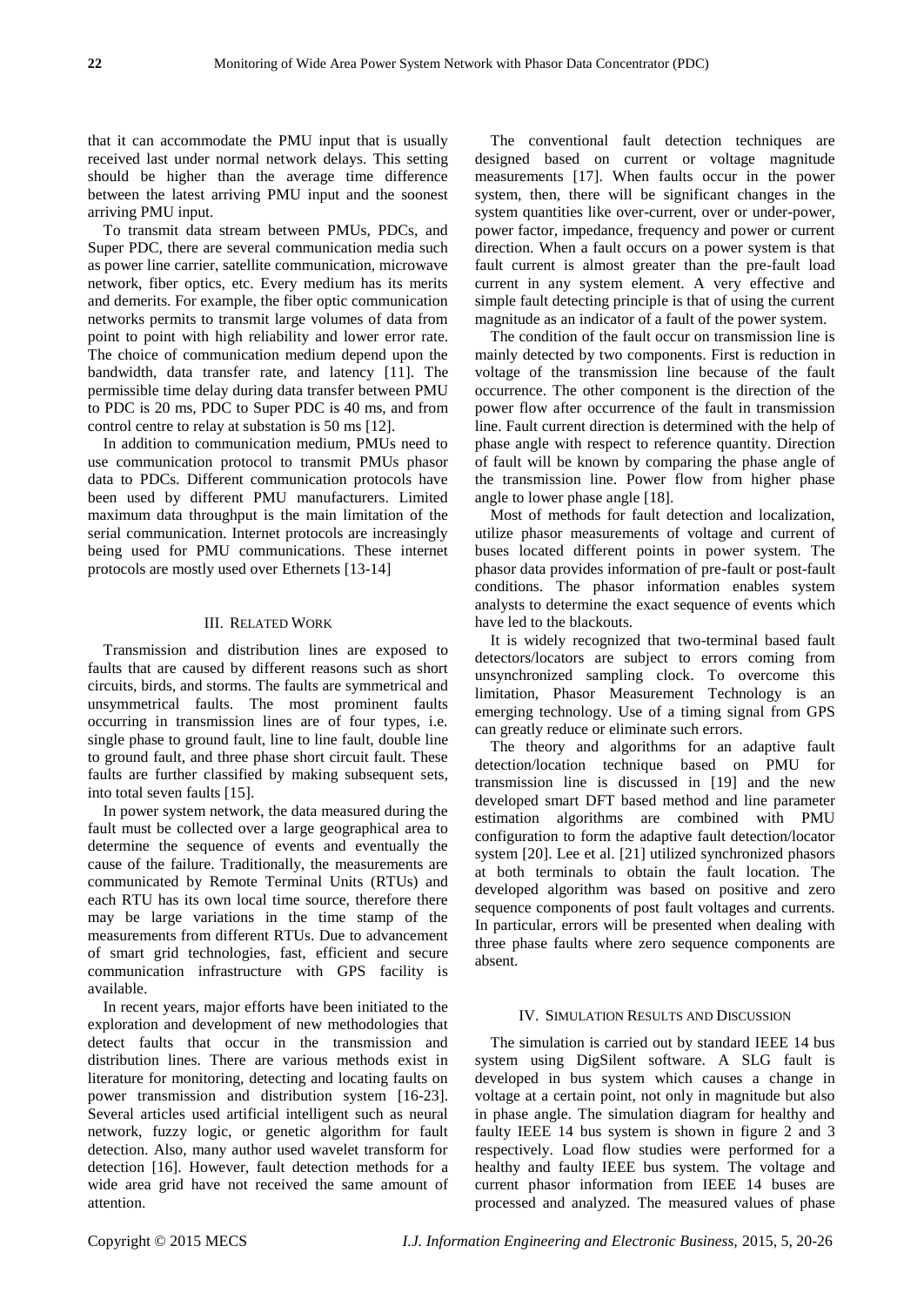that it can accommodate the PMU input that is usually received last under normal network delays. This setting should be higher than the average time difference between the latest arriving PMU input and the soonest arriving PMU input.

To transmit data stream between PMUs, PDCs, and Super PDC, there are several communication media such as power line carrier, satellite communication, microwave network, fiber optics, etc. Every medium has its merits and demerits. For example, the fiber optic communication networks permits to transmit large volumes of data from point to point with high reliability and lower error rate. The choice of communication medium depend upon the bandwidth, data transfer rate, and latency [11]. The permissible time delay during data transfer between PMU to PDC is 20 ms, PDC to Super PDC is 40 ms, and from control centre to relay at substation is 50 ms [12].

In addition to communication medium, PMUs need to use communication protocol to transmit PMUs phasor data to PDCs. Different communication protocols have been used by different PMU manufacturers. Limited maximum data throughput is the main limitation of the serial communication. Internet protocols are increasingly being used for PMU communications. These internet protocols are mostly used over Ethernets [13-14]

## III. Related Work

Transmission and distribution lines are exposed to faults that are caused by different reasons such as short circuits, birds, and storms. The faults are symmetrical and unsymmetrical faults. The most prominent faults occurring in transmission lines are of four types, i.e. single phase to ground fault, line to line fault, double line to ground fault, and three phase short circuit fault. These faults are further classified by making subsequent sets, into total seven faults [15].

In power system network, the data measured during the fault must be collected over a large geographical area to determine the sequence of events and eventually the cause of the failure. Traditionally, the measurements are communicated by Remote Terminal Units (RTUs) and each RTU has its own local time source, therefore there may be large variations in the time stamp of the measurements from different RTUs. Due to advancement of smart grid technologies, fast, efficient and secure communication infrastructure with GPS facility is available.

In recent years, major efforts have been initiated to the exploration and development of new methodologies that detect faults that occur in the transmission and distribution lines. There are various methods exist in literature for monitoring, detecting and locating faults on power transmission and distribution system [16-23]. Several articles used artificial intelligent such as neural network, fuzzy logic, or genetic algorithm for fault detection. Also, many author used wavelet transform for detection [16]. However, fault detection methods for a wide area grid have not received the same amount of attention.

The conventional fault detection techniques are designed based on current or voltage magnitude measurements [17]. When faults occur in the power system, then, there will be significant changes in the system quantities like over-current, over or under-power, power factor, impedance, frequency and power or current direction. When a fault occurs on a power system is that fault current is almost greater than the pre-fault load current in any system element. A very effective and simple fault detecting principle is that of using the current magnitude as an indicator of a fault of the power system.

The condition of the fault occur on transmission line is mainly detected by two components. First is reduction in voltage of the transmission line because of the fault occurrence. The other component is the direction of the power flow after occurrence of the fault in transmission line. Fault current direction is determined with the help of phase angle with respect to reference quantity. Direction of fault will be known by comparing the phase angle of the transmission line. Power flow from higher phase angle to lower phase angle [18].

Most of methods for fault detection and localization, utilize phasor measurements of voltage and current of buses located different points in power system. The phasor data provides information of pre-fault or post-fault conditions. The phasor information enables system analysts to determine the exact sequence of events which have led to the blackouts.

It is widely recognized that two-terminal based fault detectors/locators are subject to errors coming from unsynchronized sampling clock. To overcome this limitation, Phasor Measurement Technology is an emerging technology. Use of a timing signal from GPS can greatly reduce or eliminate such errors.

The theory and algorithms for an adaptive fault detection/location technique based on PMU for transmission line is discussed in [19] and the new developed smart DFT based method and line parameter estimation algorithms are combined with PMU configuration to form the adaptive fault detection/locator system [20]. Lee et al. [21] utilized synchronized phasors at both terminals to obtain the fault location. The developed algorithm was based on positive and zero sequence components of post fault voltages and currents. In particular, errors will be presented when dealing with three phase faults where zero sequence components are absent.

## IV. Simulation Results and Discussion

The simulation is carried out by standard IEEE 14 bus system using DigSilent software. A SLG fault is developed in bus system which causes a change in voltage at a certain point, not only in magnitude but also in phase angle. The simulation diagram for healthy and faulty IEEE 14 bus system is shown in figure 2 and 3 respectively. Load flow studies were performed for a healthy and faulty IEEE bus system. The voltage and current phasor information from IEEE 14 buses are processed and analyzed. The measured values of phase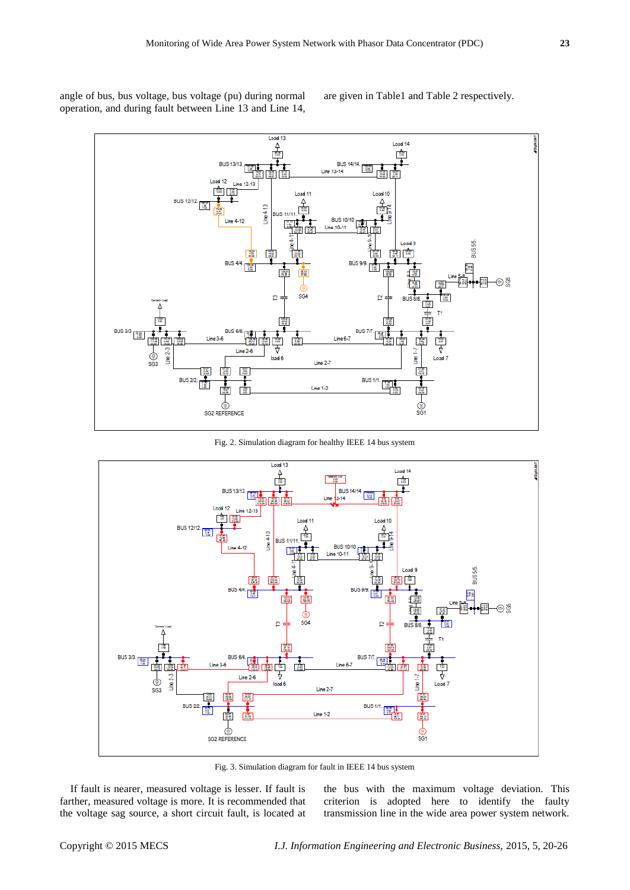angle of bus, bus voltage, bus voltage (pu) during normal operation, and during fault between Line 13 and Line 14, are given in Table1 and Table 2 respectively.

Fig. 2. Simulation diagram for healthy IEEE 14 bus system

Fig. 3. Simulation diagram for fault in IEEE 14 bus system

If fault is nearer, measured voltage is lesser. If fault is farther, measured voltage is more. It is recommended that the voltage sag source, a short circuit fault, is located at the bus with the maximum voltage deviation. This criterion is adopted here to identify the faulty transmission line in the wide area power system network.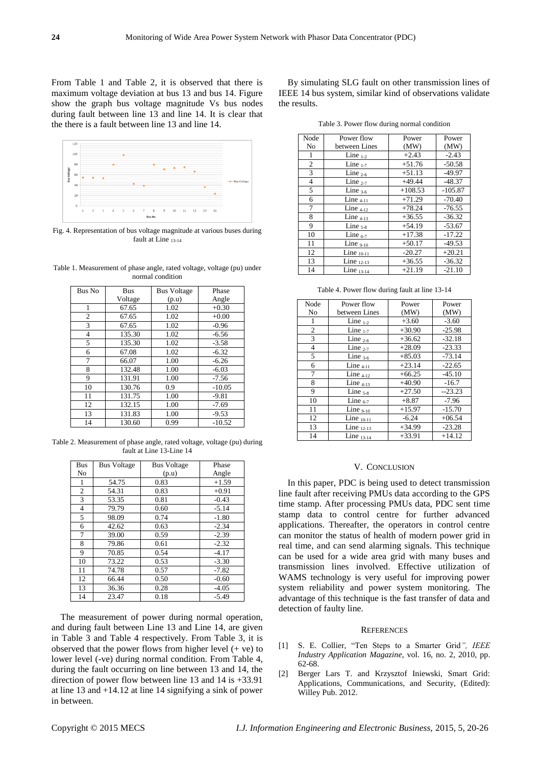From Table 1 and Table 2, it is observed that there is maximum voltage deviation at bus 13 and bus 14. Figure show the graph bus voltage magnitude Vs bus nodes during fault between line 13 and line 14. It is clear that the there is a fault between line 13 and line 14.

Fig. 4. Representation of bus voltage magnitude at various buses during fault at Line $_{13\text{-}14}$

Table 1. Measurement of phase angle, rated voltage, voltage (pu) under normal condition

| Bus No | Bus Voltage | Bus Voltage (p.u) | Phase Angle |
|---|---|---|---|
| 1 | 67.65 | 1.02 | +0.30 |
| 2 | 67.65 | 1.02 | +0.00 |
| 3 | 67.65 | 1.02 | -0.96 |
| 4 | 135.30 | 1.02 | -6.56 |
| 5 | 135.30 | 1.02 | -3.58 |
| 6 | 67.08 | 1.02 | -6.32 |
| 7 | 66.07 | 1.00 | -6.26 |
| 8 | 132.48 | 1.00 | -6.03 |
| 9 | 131.91 | 1.00 | -7.56 |
| 10 | 130.76 | 0.9 | -10.05 |
| 11 | 131.75 | 1.00 | -9.81 |
| 12 | 132.15 | 1.00 | -7.69 |
| 13 | 131.83 | 1.00 | -9.53 |
| 14 | 130.60 | 0.99 | -10.52 |

Table 2. Measurement of phase angle, rated voltage, voltage (pu) during fault at Line 13-Line 14

| Bus No | Bus Voltage | Bus Voltage (p.u) | Phase Angle |
|---|---|---|---|
| 1 | 54.75 | 0.83 | +1.59 |
| 2 | 54.31 | 0.83 | +0.91 |
| 3 | 53.35 | 0.81 | -0.43 |
| 4 | 79.79 | 0.60 | -5.14 |
| 5 | 98.09 | 0.74 | -1.80 |
| 6 | 42.62 | 0.63 | -2.34 |
| 7 | 39.00 | 0.59 | -2.39 |
| 8 | 79.86 | 0.61 | -2.32 |
| 9 | 70.85 | 0.54 | -4.17 |
| 10 | 73.22 | 0.53 | -3.30 |
| 11 | 74.78 | 0.57 | -7.82 |
| 12 | 66.44 | 0.50 | -0.60 |
| 13 | 36.36 | 0.28 | -4.05 |
| 14 | 23.47 | 0.18 | -5.49 |

The measurement of power during normal operation, and during fault between Line 13 and Line 14, are given in Table 3 and Table 4 respectively. From Table 3, it is observed that the power flows from higher level (+ ve) to lower level (-ve) during normal condition. From Table 4, during the fault occurring on line between 13 and 14, the direction of power flow between line 13 and 14 is +33.91 at line 13 and +14.12 at line 14 signifying a sink of power in between.

By simulating SLG fault on other transmission lines of IEEE 14 bus system, similar kind of observations validate the results.

Table 3. Power flow during normal condition

| Node No | Power flow between Lines | Power (MW) | Power (MW) |
|---|---|---|---|
| 1 | Line $_{1\text{-}2}$ | +2.43 | -2.43 |
| 2 | Line $_{1\text{-}7}$ | +51.76 | -50.58 |
| 3 | Line $_{2\text{-}6}$ | +51.13 | -49.97 |
| 4 | Line $_{2\text{-}7}$ | +49.44 | -48.37 |
| 5 | Line $_{3\text{-}6}$ | +108.53 | -105.87 |
| 6 | Line $_{4\text{-}11}$ | +71.29 | -70.40 |
| 7 | Line $_{4\text{-}12}$ | +78.24 | -76.55 |
| 8 | Line $_{4\text{-}13}$ | +36.55 | -36.32 |
| 9 | Line $_{5\text{-}8}$ | +54.19 | -53.67 |
| 10 | Line $_{6\text{-}7}$ | +17.38 | -17.22 |
| 11 | Line $_{9\text{-}10}$ | +50.17 | -49.53 |
| 12 | Line $_{10\text{-}11}$ | -20.27 | +20.21 |
| 13 | Line $_{12\text{-}13}$ | +36.55 | -36.32 |
| 14 | Line $_{13\text{-}14}$ | +21.19 | -21.10 |

Table 4. Power flow during fault at line 13-14

| Node No | Power flow between Lines | Power (MW) | Power (MW) |
|---|---|---|---|
| 1 | Line $_{1\text{-}2}$ | +3.60 | -3.60 |
| 2 | Line $_{1\text{-}7}$ | +30.90 | -25.98 |
| 3 | Line $_{2\text{-}6}$ | +36.62 | -32.18 |
| 4 | Line $_{2\text{-}7}$ | +28.09 | -23.33 |
| 5 | Line $_{3\text{-}6}$ | +85.03 | -73.14 |
| 6 | Line $_{4\text{-}11}$ | +23.14 | -22.65 |
| 7 | Line $_{4\text{-}12}$ | +66.25 | -45.10 |
| 8 | Line $_{4\text{-}13}$ | +40.90 | -16.7 |
| 9 | Line $_{5\text{-}8}$ | +27.50 | --23.23 |
| 10 | Line $_{6\text{-}7}$ | +8.87 | -7.96 |
| 11 | Line $_{9\text{-}10}$ | +15.97 | -15.70 |
| 12 | Line $_{10\text{-}11}$ | -6.24 | +06.54 |
| 13 | Line $_{12\text{-}13}$ | +34.99 | -23.28 |
| 14 | Line $_{13\text{-}14}$ | +33.91 | +14.12 |

## V. Conclusion

In this paper, PDC is being used to detect transmission line fault after receiving PMUs data according to the GPS time stamp. After processing PMUs data, PDC sent time stamp data to control centre for further advanced applications. Thereafter, the operators in control centre can monitor the status of health of modern power grid in real time, and can send alarming signals. This technique can be used for a wide area grid with many buses and transmission lines involved. Effective utilization of WAMS technology is very useful for improving power system reliability and power system monitoring. The advantage of this technique is the fast transfer of data and detection of faulty line.

## References

[1] S. E. Collier, "Ten Steps to a Smarter Grid", *IEEE Industry Application Magazine*, vol. 16, no. 2, 2010, pp. 62-68.

[2] Berger Lars T. and Krzysztof Iniewski, Smart Grid: Applications, Communications, and Security, (Edited): Willey Pub. 2012.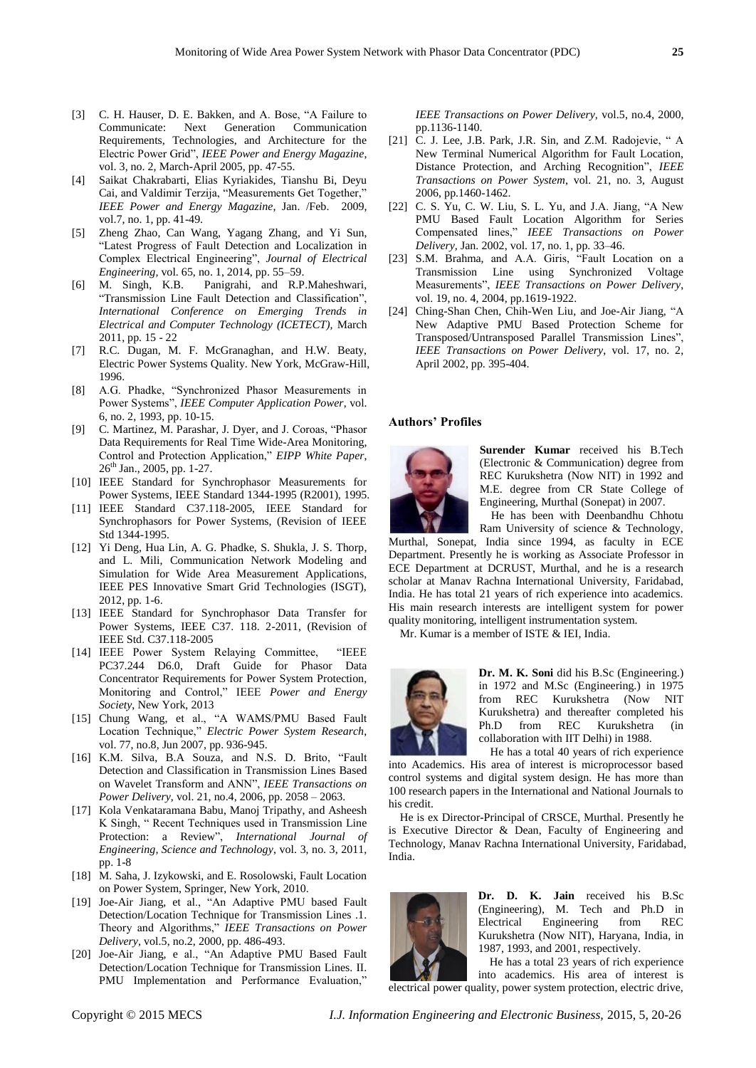[3] C. H. Hauser, D. E. Bakken, and A. Bose, "A Failure to Communicate: Next Generation Communication Requirements, Technologies, and Architecture for the Electric Power Grid", *IEEE Power and Energy Magazine*, vol. 3, no. 2, March-April 2005, pp. 47-55.

[4] Saikat Chakrabarti, Elias Kyriakides, Tianshu Bi, Deyu Cai, and Valdimir Terzija, "Measurements Get Together," *IEEE Power and Energy Magazine*, Jan. /Feb. 2009, vol.7, no. 1, pp. 41-49.

[5] Zheng Zhao, Can Wang, Yagang Zhang, and Yi Sun, "Latest Progress of Fault Detection and Localization in Complex Electrical Engineering", *Journal of Electrical Engineering*, vol. 65, no. 1, 2014, pp. 55–59.

[6] M. Singh, K.B. Panigrahi, and R.P.Maheshwari, "Transmission Line Fault Detection and Classification", *International Conference on Emerging Trends in Electrical and Computer Technology (ICETECT)*, March 2011, pp. 15 - 22

[7] R.C. Dugan, M. F. McGranaghan, and H.W. Beaty, Electric Power Systems Quality. New York, McGraw-Hill, 1996.

[8] A.G. Phadke, "Synchronized Phasor Measurements in Power Systems", *IEEE Computer Application Power*, vol. 6, no. 2, 1993, pp. 10-15.

[9] C. Martinez, M. Parashar, J. Dyer, and J. Coroas, "Phasor Data Requirements for Real Time Wide-Area Monitoring, Control and Protection Application," *EIPP White Paper*, 26th Jan., 2005, pp. 1-27.

[10] IEEE Standard for Synchrophasor Measurements for Power Systems, IEEE Standard 1344-1995 (R2001), 1995.

[11] IEEE Standard C37.118-2005, IEEE Standard for Synchrophasors for Power Systems, (Revision of IEEE Std 1344-1995.

[12] Yi Deng, Hua Lin, A. G. Phadke, S. Shukla, J. S. Thorp, and L. Mili, Communication Network Modeling and Simulation for Wide Area Measurement Applications, IEEE PES Innovative Smart Grid Technologies (ISGT), 2012, pp. 1-6.

[13] IEEE Standard for Synchrophasor Data Transfer for Power Systems, IEEE C37. 118. 2-2011, (Revision of IEEE Std. C37.118-2005

[14] IEEE Power System Relaying Committee, "IEEE PC37.244 D6.0, Draft Guide for Phasor Data Concentrator Requirements for Power System Protection, Monitoring and Control," IEEE *Power and Energy Society*, New York, 2013

[15] Chung Wang, et al., "A WAMS/PMU Based Fault Location Technique," *Electric Power System Research*, vol. 77, no.8, Jun 2007, pp. 936-945.

[16] K.M. Silva, B.A Souza, and N.S. D. Brito, "Fault Detection and Classification in Transmission Lines Based on Wavelet Transform and ANN", *IEEE Transactions on Power Delivery*, vol. 21, no.4, 2006, pp. 2058 – 2063.

[17] Kola Venkataramana Babu, Manoj Tripathy, and Asheesh K Singh, " Recent Techniques used in Transmission Line Protection: a Review", *International Journal of Engineering, Science and Technology*, vol. 3, no. 3, 2011, pp. 1-8

[18] M. Saha, J. Izykowski, and E. Rosolowski, Fault Location on Power System, Springer, New York, 2010.

[19] Joe-Air Jiang, et al., "An Adaptive PMU based Fault Detection/Location Technique for Transmission Lines .1. Theory and Algorithms," *IEEE Transactions on Power Delivery*, vol.5, no.2, 2000, pp. 486-493.

[20] Joe-Air Jiang, e al., "An Adaptive PMU Based Fault Detection/Location Technique for Transmission Lines. II. PMU Implementation and Performance Evaluation," *IEEE Transactions on Power Delivery*, vol.5, no.4, 2000, pp.1136-1140.

[21] C. J. Lee, J.B. Park, J.R. Sin, and Z.M. Radojevie, " A New Terminal Numerical Algorithm for Fault Location, Distance Protection, and Arching Recognition", *IEEE Transactions on Power System*, vol. 21, no. 3, August 2006, pp.1460-1462.

[22] C. S. Yu, C. W. Liu, S. L. Yu, and J.A. Jiang, "A New PMU Based Fault Location Algorithm for Series Compensated lines," *IEEE Transactions on Power Delivery*, Jan. 2002, vol. 17, no. 1, pp. 33–46.

[23] S.M. Brahma, and A.A. Giris, "Fault Location on a Transmission Line using Synchronized Voltage Measurements", *IEEE Transactions on Power Delivery*, vol. 19, no. 4, 2004, pp.1619-1922.

[24] Ching-Shan Chen, Chih-Wen Liu, and Joe-Air Jiang, "A New Adaptive PMU Based Protection Scheme for Transposed/Untransposed Parallel Transmission Lines", *IEEE Transactions on Power Delivery*, vol. 17, no. 2, April 2002, pp. 395-404.

## Authors' Profiles

**Surender Kumar** received his B.Tech (Electronic & Communication) degree from REC Kurukshetra (Now NIT) in 1992 and M.E. degree from CR State College of Engineering, Murthal (Sonepat) in 2007.

He has been with Deenbandhu Chhotu Ram University of science & Technology, Murthal, Sonepat, India since 1994, as faculty in ECE Department. Presently he is working as Associate Professor in ECE Department at DCRUST, Murthal, and he is a research scholar at Manav Rachna International University, Faridabad, India. He has total 21 years of rich experience into academics. His main research interests are intelligent system for power quality monitoring, intelligent instrumentation system.

Mr. Kumar is a member of ISTE & IEI, India.

**Dr. M. K. Soni** did his B.Sc (Engineering.) in 1972 and M.Sc (Engineering.) in 1975 from REC Kurukshetra (Now NIT Kurukshetra) and thereafter completed his Ph.D from REC Kurukshetra (in collaboration with IIT Delhi) in 1988.

He has a total 40 years of rich experience into Academics. His area of interest is microprocessor based control systems and digital system design. He has more than 100 research papers in the International and National Journals to his credit.

He is ex Director-Principal of CRSCE, Murthal. Presently he is Executive Director & Dean, Faculty of Engineering and Technology, Manav Rachna International University, Faridabad, India.

**Dr. D. K. Jain** received his B.Sc (Engineering), M. Tech and Ph.D in Electrical Engineering from REC Kurukshetra (Now NIT), Haryana, India, in 1987, 1993, and 2001, respectively.

He has a total 23 years of rich experience into academics. His area of interest is electrical power quality, power system protection, electric drive,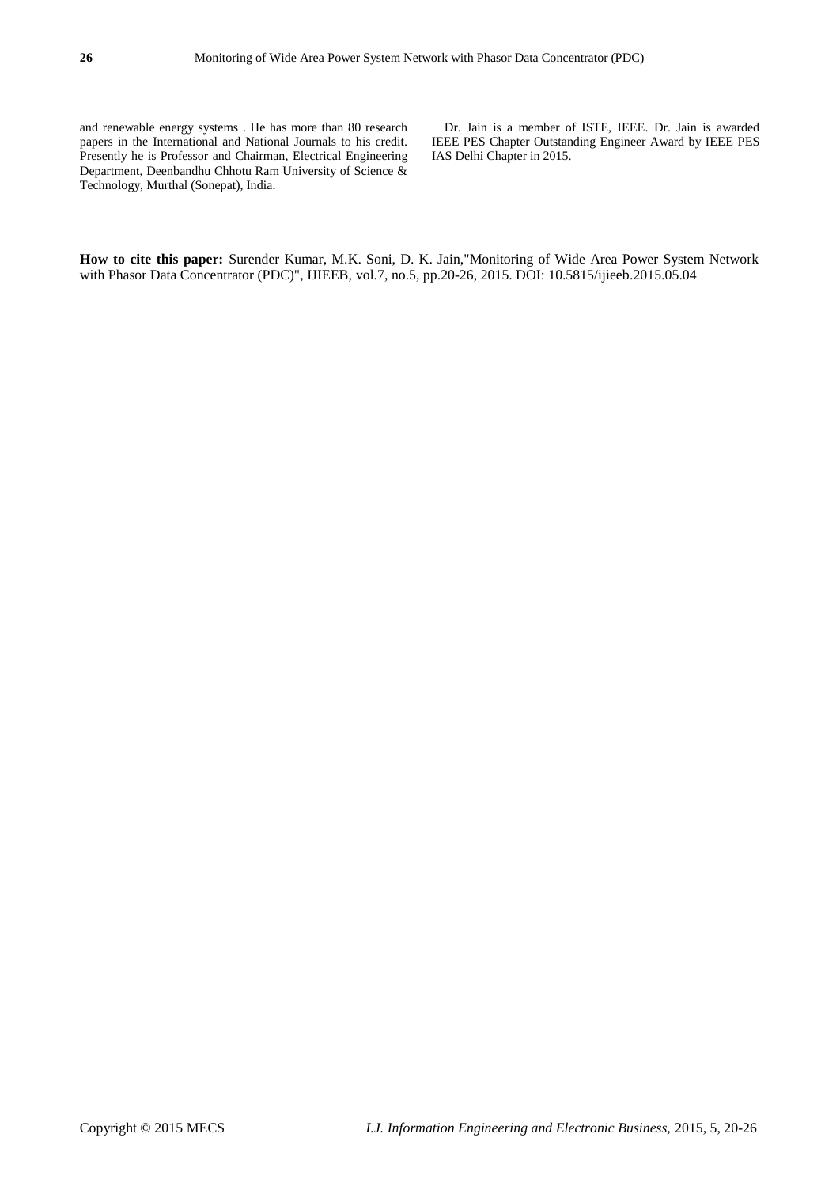and renewable energy systems . He has more than 80 research papers in the International and National Journals to his credit. Presently he is Professor and Chairman, Electrical Engineering Department, Deenbandhu Chhotu Ram University of Science & Technology, Murthal (Sonepat), India.

Dr. Jain is a member of ISTE, IEEE. Dr. Jain is awarded IEEE PES Chapter Outstanding Engineer Award by IEEE PES IAS Delhi Chapter in 2015.

**How to cite this paper:** Surender Kumar, M.K. Soni, D. K. Jain,"Monitoring of Wide Area Power System Network with Phasor Data Concentrator (PDC)", IJIEEB, vol.7, no.5, pp.20-26, 2015. DOI: 10.5815/ijieeb.2015.05.04